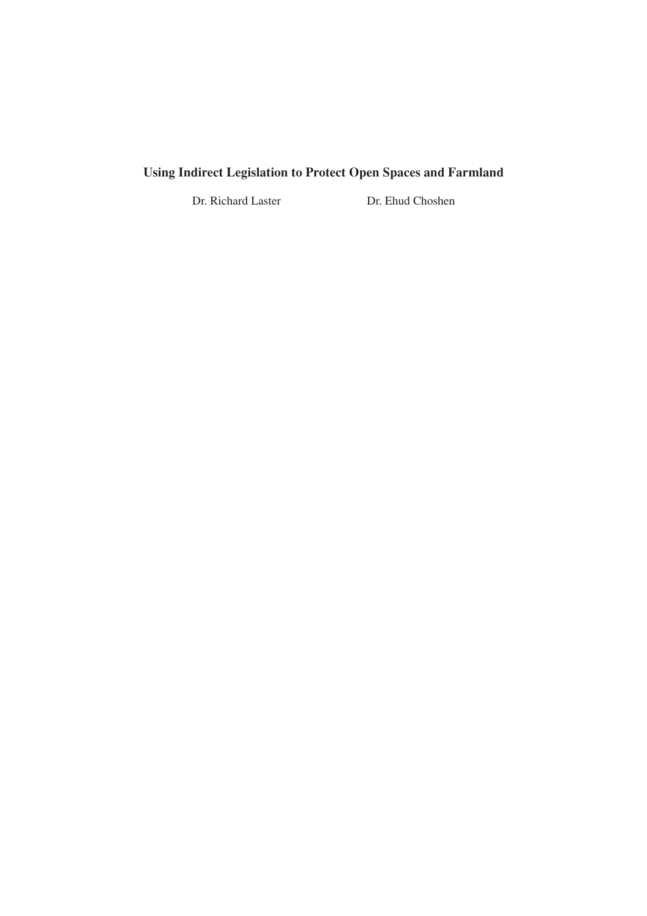# Using Indirect Legislation to Protect Open Spaces and Farmland

Dr. Richard Laster Dr. Ehud Choshen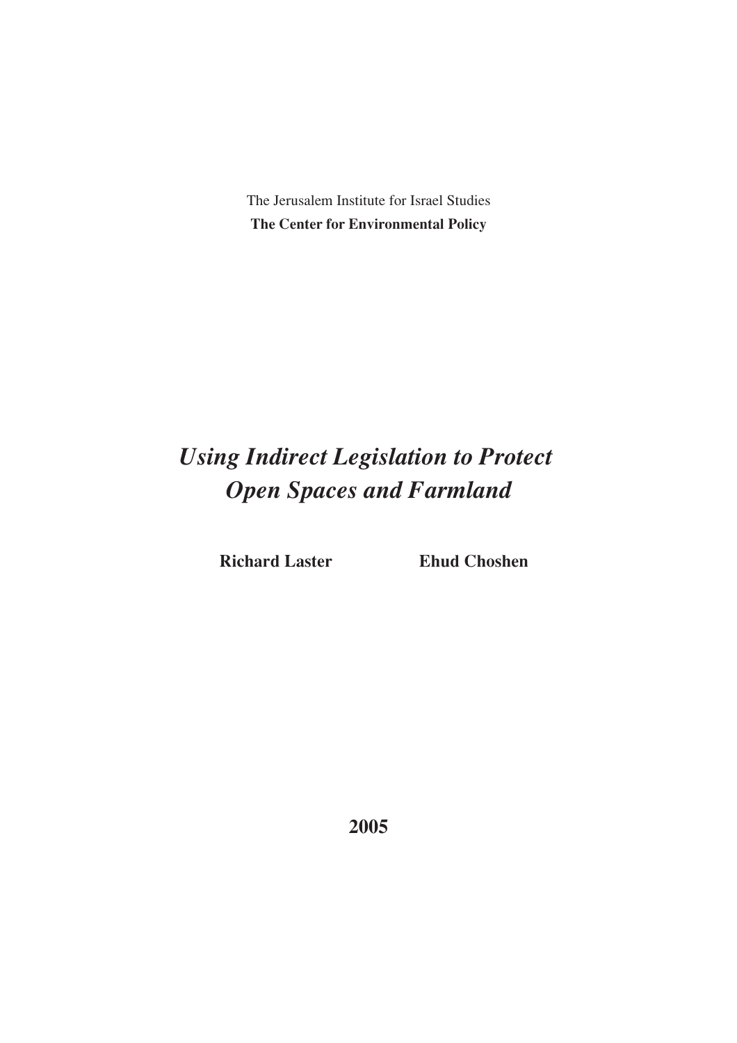The Jerusalem Institute for Israel Studies

**The Center for Environmental Policy**

# *Using Indirect Legislation to Protect Open Spaces and Farmland*

**Richard Laster** **Ehud Choshen**

**2005**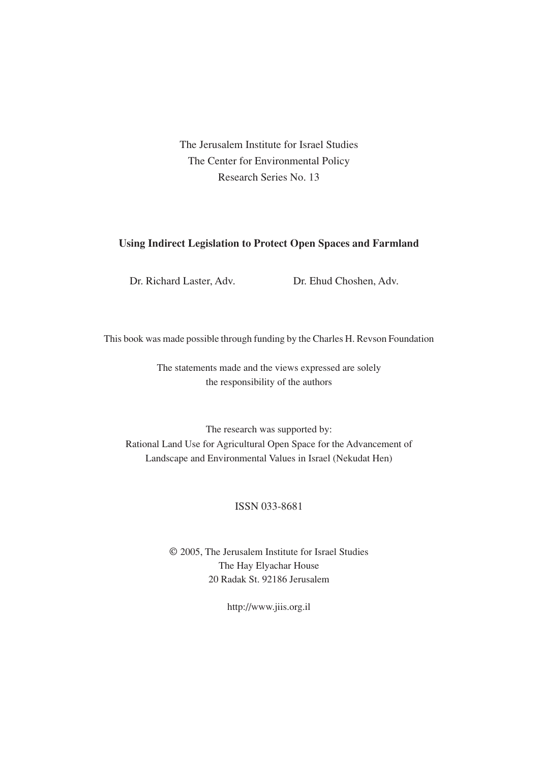The Jerusalem Institute for Israel Studies
The Center for Environmental Policy
Research Series No. 13

**Using Indirect Legislation to Protect Open Spaces and Farmland**

Dr. Richard Laster, Adv. Dr. Ehud Choshen, Adv.

This book was made possible through funding by the Charles H. Revson Foundation

The statements made and the views expressed are solely
the responsibility of the authors

The research was supported by:
Rational Land Use for Agricultural Open Space for the Advancement of
Landscape and Environmental Values in Israel (Nekudat Hen)

ISSN 033-8681

© 2005, The Jerusalem Institute for Israel Studies
The Hay Elyachar House
20 Radak St. 92186 Jerusalem

http://www.jiis.org.il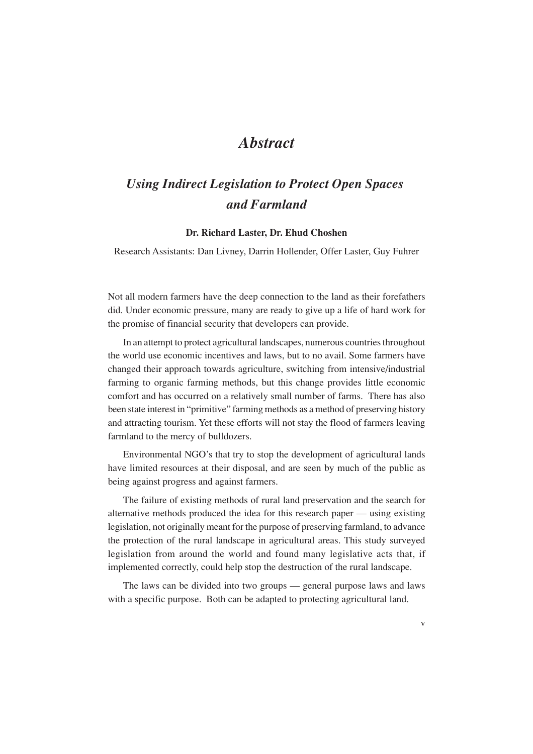# *Abstract*

## *Using Indirect Legislation to Protect Open Spaces and Farmland*

**Dr. Richard Laster, Dr. Ehud Choshen**

Research Assistants: Dan Livney, Darrin Hollender, Offer Laster, Guy Fuhrer

Not all modern farmers have the deep connection to the land as their forefathers did. Under economic pressure, many are ready to give up a life of hard work for the promise of financial security that developers can provide.

In an attempt to protect agricultural landscapes, numerous countries throughout the world use economic incentives and laws, but to no avail. Some farmers have changed their approach towards agriculture, switching from intensive/industrial farming to organic farming methods, but this change provides little economic comfort and has occurred on a relatively small number of farms. There has also been state interest in "primitive" farming methods as a method of preserving history and attracting tourism. Yet these efforts will not stay the flood of farmers leaving farmland to the mercy of bulldozers.

Environmental NGO's that try to stop the development of agricultural lands have limited resources at their disposal, and are seen by much of the public as being against progress and against farmers.

The failure of existing methods of rural land preservation and the search for alternative methods produced the idea for this research paper — using existing legislation, not originally meant for the purpose of preserving farmland, to advance the protection of the rural landscape in agricultural areas. This study surveyed legislation from around the world and found many legislative acts that, if implemented correctly, could help stop the destruction of the rural landscape.

The laws can be divided into two groups — general purpose laws and laws with a specific purpose. Both can be adapted to protecting agricultural land.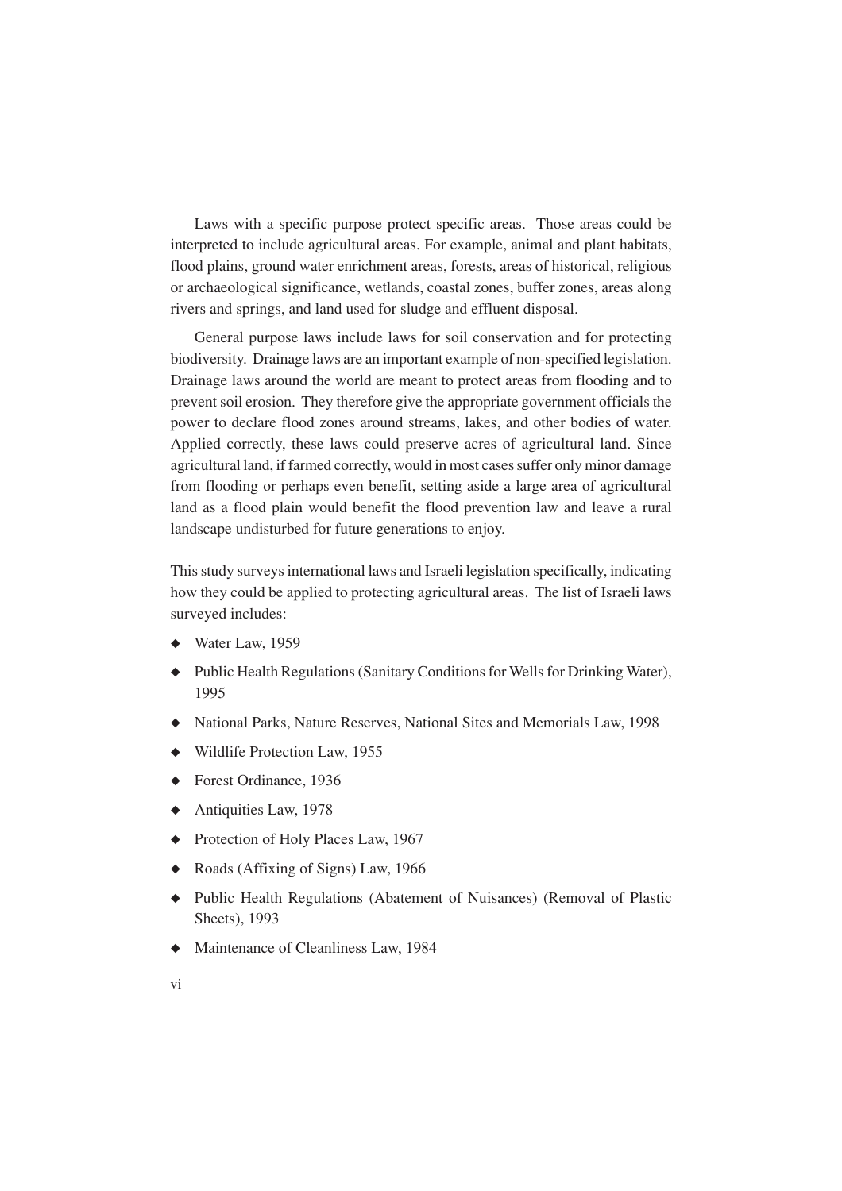Laws with a specific purpose protect specific areas. Those areas could be interpreted to include agricultural areas. For example, animal and plant habitats, flood plains, ground water enrichment areas, forests, areas of historical, religious or archaeological significance, wetlands, coastal zones, buffer zones, areas along rivers and springs, and land used for sludge and effluent disposal.

General purpose laws include laws for soil conservation and for protecting biodiversity. Drainage laws are an important example of non-specified legislation. Drainage laws around the world are meant to protect areas from flooding and to prevent soil erosion. They therefore give the appropriate government officials the power to declare flood zones around streams, lakes, and other bodies of water. Applied correctly, these laws could preserve acres of agricultural land. Since agricultural land, if farmed correctly, would in most cases suffer only minor damage from flooding or perhaps even benefit, setting aside a large area of agricultural land as a flood plain would benefit the flood prevention law and leave a rural landscape undisturbed for future generations to enjoy.

This study surveys international laws and Israeli legislation specifically, indicating how they could be applied to protecting agricultural areas. The list of Israeli laws surveyed includes:

- Water Law, 1959
- Public Health Regulations (Sanitary Conditions for Wells for Drinking Water), 1995
- National Parks, Nature Reserves, National Sites and Memorials Law, 1998
- Wildlife Protection Law, 1955
- Forest Ordinance, 1936
- Antiquities Law, 1978
- Protection of Holy Places Law, 1967
- Roads (Affixing of Signs) Law, 1966
- Public Health Regulations (Abatement of Nuisances) (Removal of Plastic Sheets), 1993
- Maintenance of Cleanliness Law, 1984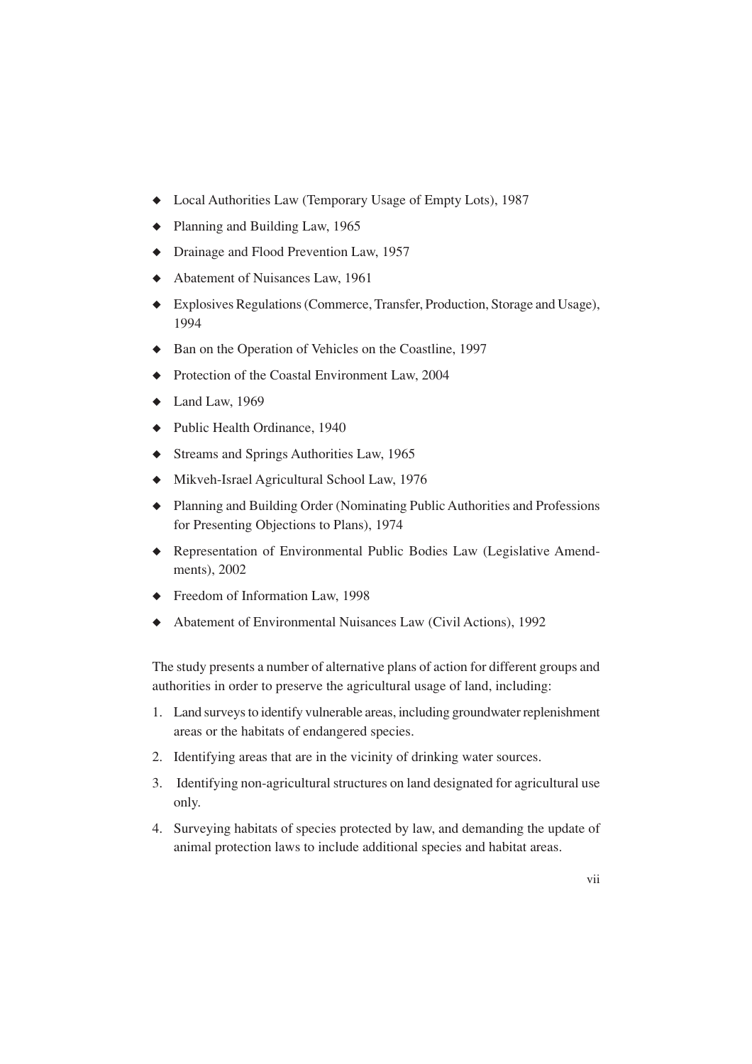- Local Authorities Law (Temporary Usage of Empty Lots), 1987
- Planning and Building Law, 1965
- Drainage and Flood Prevention Law, 1957
- Abatement of Nuisances Law, 1961
- Explosives Regulations (Commerce, Transfer, Production, Storage and Usage), 1994
- Ban on the Operation of Vehicles on the Coastline, 1997
- Protection of the Coastal Environment Law, 2004
- Land Law, 1969
- Public Health Ordinance, 1940
- Streams and Springs Authorities Law, 1965
- Mikveh-Israel Agricultural School Law, 1976
- Planning and Building Order (Nominating Public Authorities and Professions for Presenting Objections to Plans), 1974
- Representation of Environmental Public Bodies Law (Legislative Amendments), 2002
- Freedom of Information Law, 1998
- Abatement of Environmental Nuisances Law (Civil Actions), 1992

The study presents a number of alternative plans of action for different groups and authorities in order to preserve the agricultural usage of land, including:

1. Land surveys to identify vulnerable areas, including groundwater replenishment areas or the habitats of endangered species.
2. Identifying areas that are in the vicinity of drinking water sources.
3. Identifying non-agricultural structures on land designated for agricultural use only.
4. Surveying habitats of species protected by law, and demanding the update of animal protection laws to include additional species and habitat areas.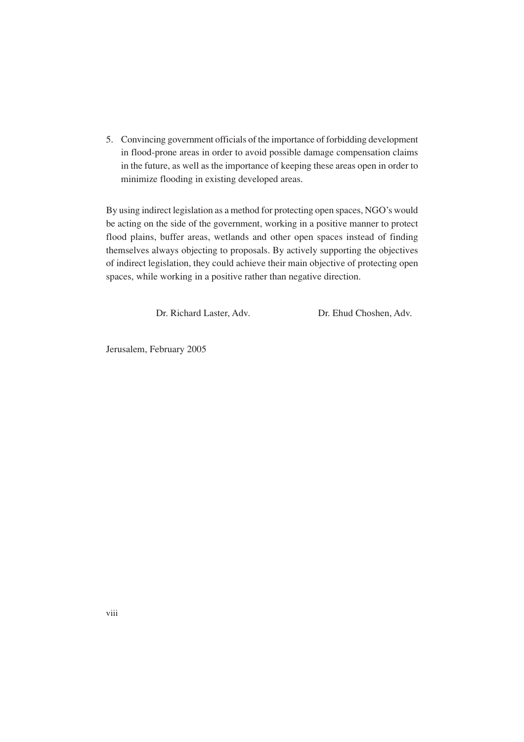5. Convincing government officials of the importance of forbidding development in flood-prone areas in order to avoid possible damage compensation claims in the future, as well as the importance of keeping these areas open in order to minimize flooding in existing developed areas.

By using indirect legislation as a method for protecting open spaces, NGO's would be acting on the side of the government, working in a positive manner to protect flood plains, buffer areas, wetlands and other open spaces instead of finding themselves always objecting to proposals. By actively supporting the objectives of indirect legislation, they could achieve their main objective of protecting open spaces, while working in a positive rather than negative direction.

Dr. Richard Laster, Adv. Dr. Ehud Choshen, Adv.

Jerusalem, February 2005